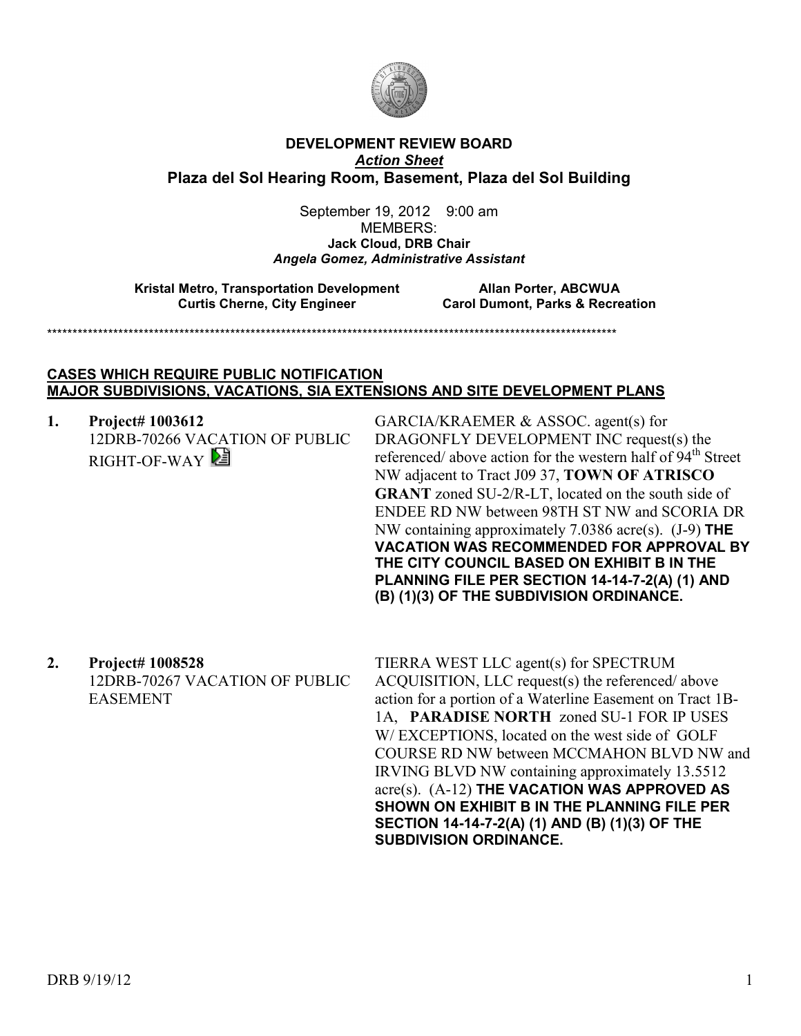# DEVELOPMENT REVIEW BOARD

***Action Sheet***

## Plaza del Sol Hearing Room, Basement, Plaza del Sol Building

September 19, 2012 9:00 am

MEMBERS:

**Jack Cloud, DRB Chair**

***Angela Gomez, Administrative Assistant***

| | |
|---|---|
| **Kristal Metro, Transportation Development** | **Allan Porter, ABCWUA** |
| **Curtis Cherne, City Engineer** | **Carol Dumont, Parks & Recreation** |

*****************************************************************************************************************

**CASES WHICH REQUIRE PUBLIC NOTIFICATION**
**MAJOR SUBDIVISIONS, VACATIONS, SIA EXTENSIONS AND SITE DEVELOPMENT PLANS**

**1. Project# 1003612**
12DRB-70266 VACATION OF PUBLIC RIGHT-OF-WAY

GARCIA/KRAEMER & ASSOC. agent(s) for DRAGONFLY DEVELOPMENT INC request(s) the referenced/ above action for the western half of 94th Street NW adjacent to Tract J09 37, **TOWN OF ATRISCO GRANT** zoned SU-2/R-LT, located on the south side of ENDEE RD NW between 98TH ST NW and SCORIA DR NW containing approximately 7.0386 acre(s). (J-9) **THE VACATION WAS RECOMMENDED FOR APPROVAL BY THE CITY COUNCIL BASED ON EXHIBIT B IN THE PLANNING FILE PER SECTION 14-14-7-2(A) (1) AND (B) (1)(3) OF THE SUBDIVISION ORDINANCE.**

**2. Project# 1008528**
12DRB-70267 VACATION OF PUBLIC EASEMENT

TIERRA WEST LLC agent(s) for SPECTRUM ACQUISITION, LLC request(s) the referenced/ above action for a portion of a Waterline Easement on Tract 1B-1A, **PARADISE NORTH** zoned SU-1 FOR IP USES W/ EXCEPTIONS, located on the west side of GOLF COURSE RD NW between MCCMAHON BLVD NW and IRVING BLVD NW containing approximately 13.5512 acre(s). (A-12) **THE VACATION WAS APPROVED AS SHOWN ON EXHIBIT B IN THE PLANNING FILE PER SECTION 14-14-7-2(A) (1) AND (B) (1)(3) OF THE SUBDIVISION ORDINANCE.**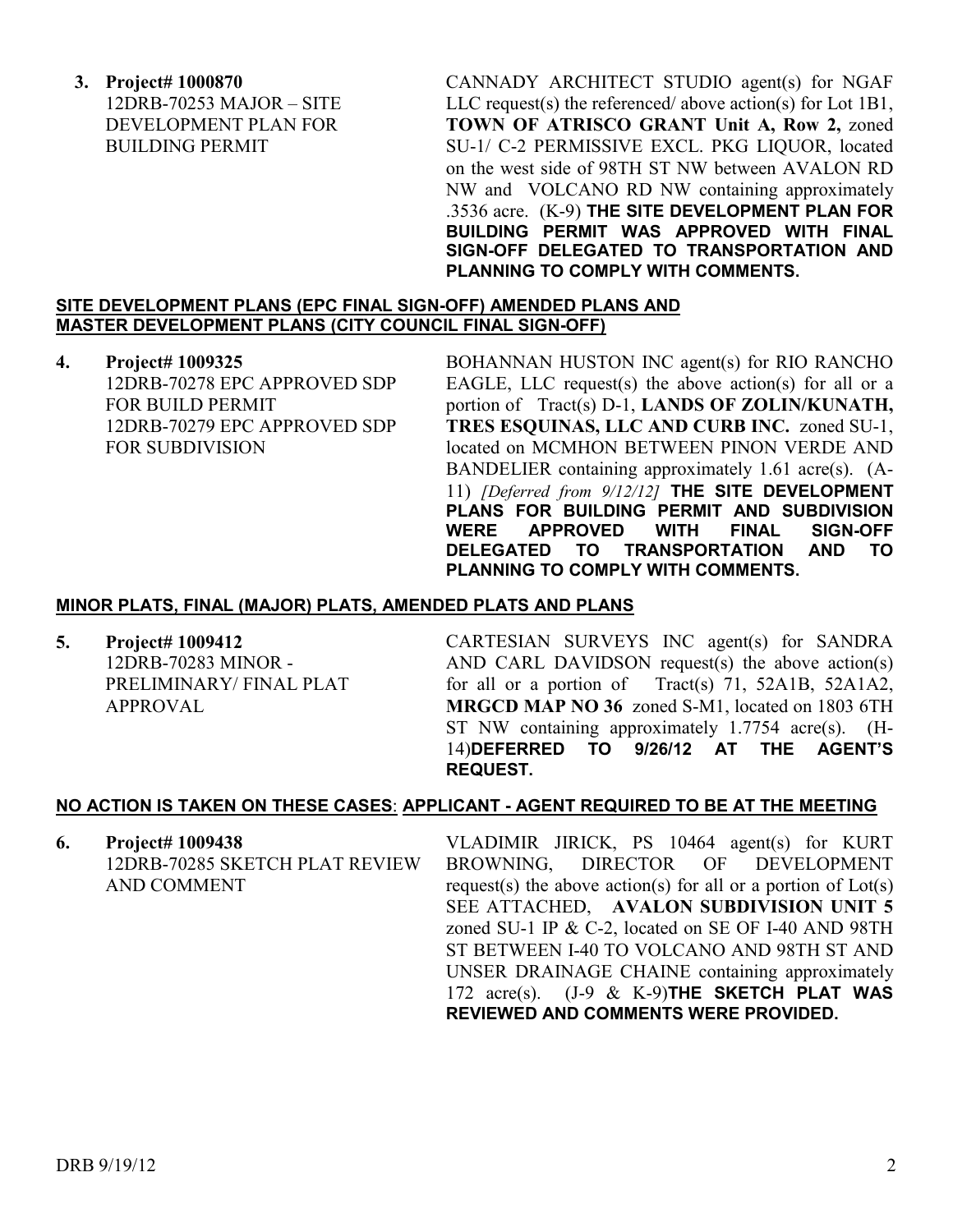**3. Project# 1000870**
12DRB-70253 MAJOR – SITE DEVELOPMENT PLAN FOR BUILDING PERMIT

CANNADY ARCHITECT STUDIO agent(s) for NGAF LLC request(s) the referenced/ above action(s) for Lot 1B1, **TOWN OF ATRISCO GRANT Unit A, Row 2,** zoned SU-1/ C-2 PERMISSIVE EXCL. PKG LIQUOR, located on the west side of 98TH ST NW between AVALON RD NW and VOLCANO RD NW containing approximately .3536 acre. (K-9) **THE SITE DEVELOPMENT PLAN FOR BUILDING PERMIT WAS APPROVED WITH FINAL SIGN-OFF DELEGATED TO TRANSPORTATION AND PLANNING TO COMPLY WITH COMMENTS.**

**SITE DEVELOPMENT PLANS (EPC FINAL SIGN-OFF) AMENDED PLANS AND MASTER DEVELOPMENT PLANS (CITY COUNCIL FINAL SIGN-OFF)**

**4. Project# 1009325**
12DRB-70278 EPC APPROVED SDP FOR BUILD PERMIT
12DRB-70279 EPC APPROVED SDP FOR SUBDIVISION

BOHANNAN HUSTON INC agent(s) for RIO RANCHO EAGLE, LLC request(s) the above action(s) for all or a portion of Tract(s) D-1, **LANDS OF ZOLIN/KUNATH, TRES ESQUINAS, LLC AND CURB INC.** zoned SU-1, located on MCMHON BETWEEN PINON VERDE AND BANDELIER containing approximately 1.61 acre(s). (A-11) *[Deferred from 9/12/12]* **THE SITE DEVELOPMENT PLANS FOR BUILDING PERMIT AND SUBDIVISION WERE APPROVED WITH FINAL SIGN-OFF DELEGATED TO TRANSPORTATION AND TO PLANNING TO COMPLY WITH COMMENTS.**

**MINOR PLATS, FINAL (MAJOR) PLATS, AMENDED PLATS AND PLANS**

**5. Project# 1009412**
12DRB-70283 MINOR - PRELIMINARY/ FINAL PLAT APPROVAL

CARTESIAN SURVEYS INC agent(s) for SANDRA AND CARL DAVIDSON request(s) the above action(s) for all or a portion of Tract(s) 71, 52A1B, 52A1A2, **MRGCD MAP NO 36** zoned S-M1, located on 1803 6TH ST NW containing approximately 1.7754 acre(s). (H-14)**DEFERRED TO 9/26/12 AT THE AGENT'S REQUEST.**

**NO ACTION IS TAKEN ON THESE CASES: APPLICANT - AGENT REQUIRED TO BE AT THE MEETING**

**6. Project# 1009438**
12DRB-70285 SKETCH PLAT REVIEW AND COMMENT

VLADIMIR JIRICK, PS 10464 agent(s) for KURT BROWNING, DIRECTOR OF DEVELOPMENT request(s) the above action(s) for all or a portion of Lot(s) SEE ATTACHED, **AVALON SUBDIVISION UNIT 5** zoned SU-1 IP & C-2, located on SE OF I-40 AND 98TH ST BETWEEN I-40 TO VOLCANO AND 98TH ST AND UNSER DRAINAGE CHAINE containing approximately 172 acre(s). (J-9 & K-9)**THE SKETCH PLAT WAS REVIEWED AND COMMENTS WERE PROVIDED.**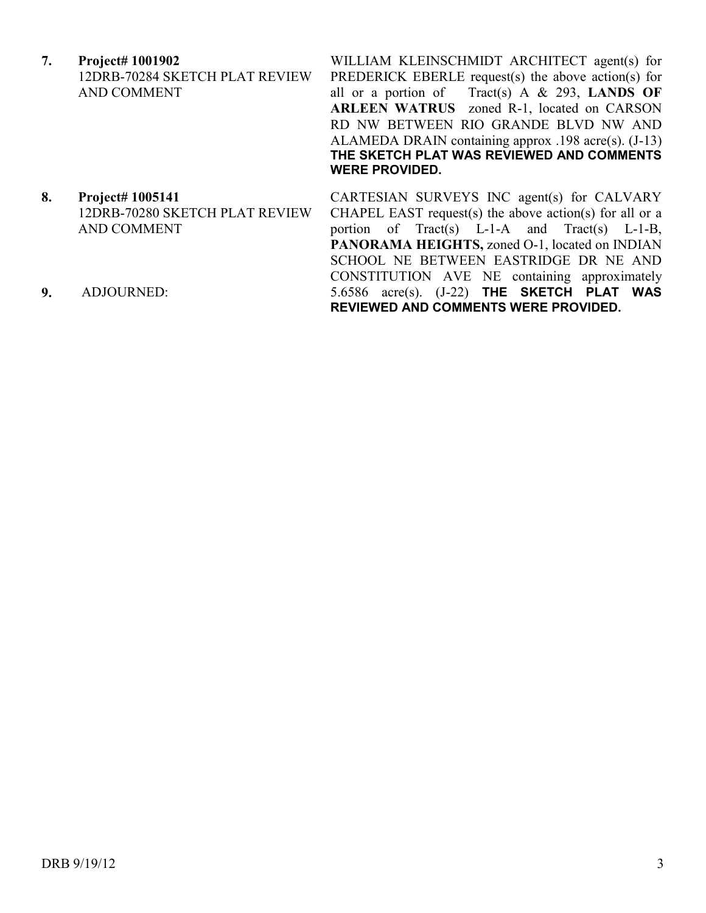**7. Project# 1001902**
12DRB-70284 SKETCH PLAT REVIEW AND COMMENT

WILLIAM KLEINSCHMIDT ARCHITECT agent(s) for PREDERICK EBERLE request(s) the above action(s) for all or a portion of Tract(s) A & 293, **LANDS OF ARLEEN WATRUS** zoned R-1, located on CARSON RD NW BETWEEN RIO GRANDE BLVD NW AND ALAMEDA DRAIN containing approx .198 acre(s). (J-13) **THE SKETCH PLAT WAS REVIEWED AND COMMENTS WERE PROVIDED.**

**8. Project# 1005141**
12DRB-70280 SKETCH PLAT REVIEW AND COMMENT

CARTESIAN SURVEYS INC agent(s) for CALVARY CHAPEL EAST request(s) the above action(s) for all or a portion of Tract(s) L-1-A and Tract(s) L-1-B, **PANORAMA HEIGHTS,** zoned O-1, located on INDIAN SCHOOL NE BETWEEN EASTRIDGE DR NE AND CONSTITUTION AVE NE containing approximately 5.6586 acre(s). (J-22) **THE SKETCH PLAT WAS REVIEWED AND COMMENTS WERE PROVIDED.**

**9.** ADJOURNED:

DRB 9/19/12